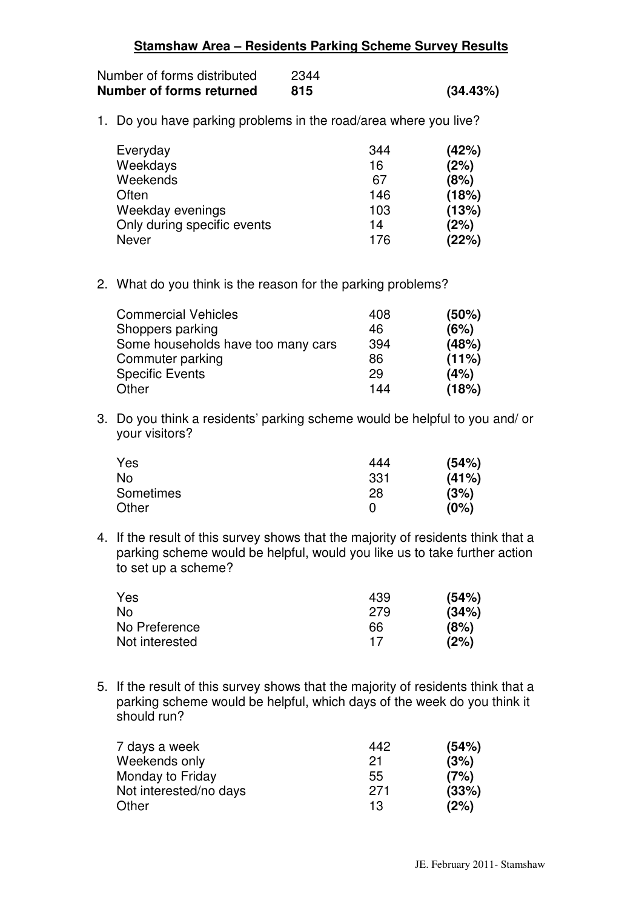# **Stamshaw Area – Residents Parking Scheme Survey Results**

| | | |
|---|---|---|
| Number of forms distributed | 2344 | |
| **Number of forms returned** | **815** | **(34.43%)** |

1. Do you have parking problems in the road/area where you live?

| | | |
|---|---|---|
| Everyday | 344 | **(42%)** |
| Weekdays | 16 | **(2%)** |
| Weekends | 67 | **(8%)** |
| Often | 146 | **(18%)** |
| Weekday evenings | 103 | **(13%)** |
| Only during specific events | 14 | **(2%)** |
| Never | 176 | **(22%)** |

2. What do you think is the reason for the parking problems?

| | | |
|---|---|---|
| Commercial Vehicles | 408 | **(50%)** |
| Shoppers parking | 46 | **(6%)** |
| Some households have too many cars | 394 | **(48%)** |
| Commuter parking | 86 | **(11%)** |
| Specific Events | 29 | **(4%)** |
| Other | 144 | **(18%)** |

3. Do you think a residents' parking scheme would be helpful to you and/ or your visitors?

| | | |
|---|---|---|
| Yes | 444 | **(54%)** |
| No | 331 | **(41%)** |
| Sometimes | 28 | **(3%)** |
| Other | 0 | **(0%)** |

4. If the result of this survey shows that the majority of residents think that a parking scheme would be helpful, would you like us to take further action to set up a scheme?

| | | |
|---|---|---|
| Yes | 439 | **(54%)** |
| No | 279 | **(34%)** |
| No Preference | 66 | **(8%)** |
| Not interested | 17 | **(2%)** |

5. If the result of this survey shows that the majority of residents think that a parking scheme would be helpful, which days of the week do you think it should run?

| | | |
|---|---|---|
| 7 days a week | 442 | **(54%)** |
| Weekends only | 21 | **(3%)** |
| Monday to Friday | 55 | **(7%)** |
| Not interested/no days | 271 | **(33%)** |
| Other | 13 | **(2%)** |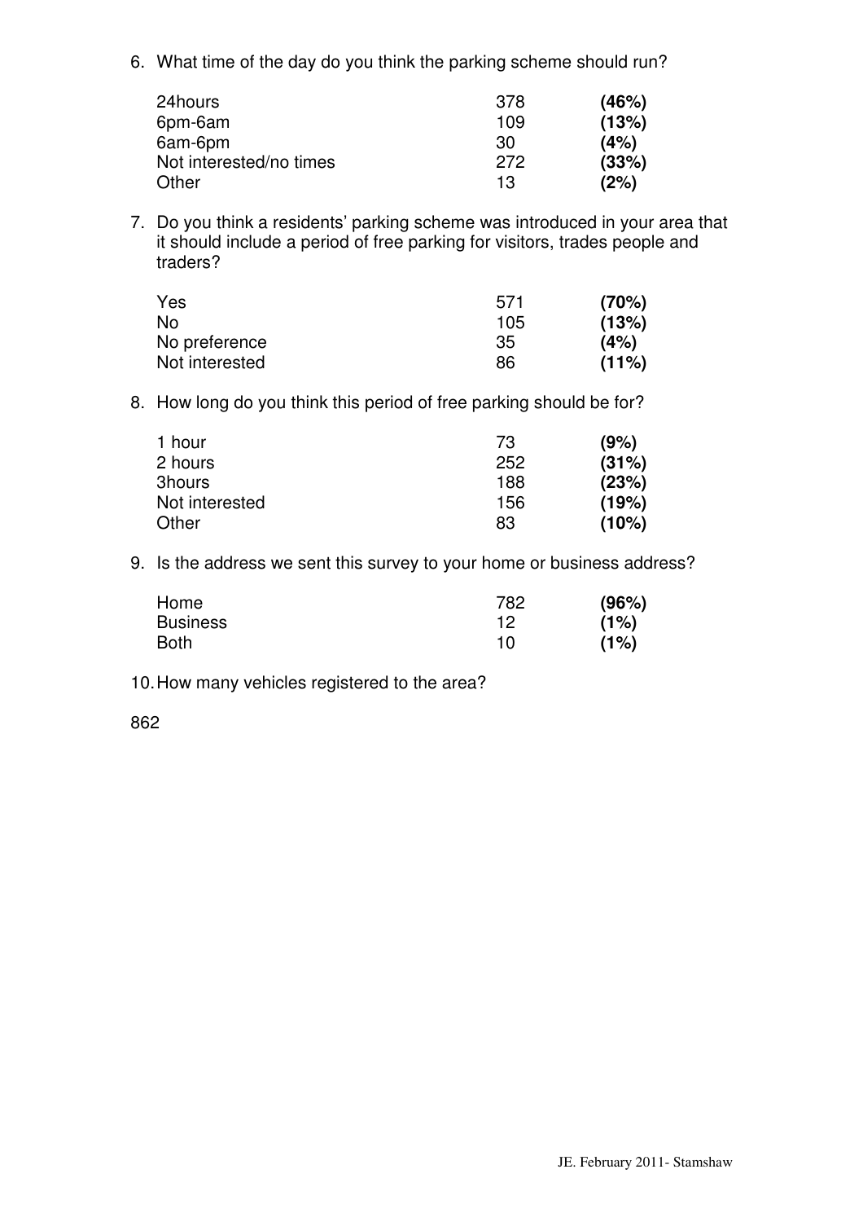6. What time of the day do you think the parking scheme should run?

| | | |
|---|---|---|
| 24hours | 378 | **(46%)** |
| 6pm-6am | 109 | **(13%)** |
| 6am-6pm | 30 | **(4%)** |
| Not interested/no times | 272 | **(33%)** |
| Other | 13 | **(2%)** |

7. Do you think a residents' parking scheme was introduced in your area that it should include a period of free parking for visitors, trades people and traders?

| | | |
|---|---|---|
| Yes | 571 | **(70%)** |
| No | 105 | **(13%)** |
| No preference | 35 | **(4%)** |
| Not interested | 86 | **(11%)** |

8. How long do you think this period of free parking should be for?

| | | |
|---|---|---|
| 1 hour | 73 | **(9%)** |
| 2 hours | 252 | **(31%)** |
| 3hours | 188 | **(23%)** |
| Not interested | 156 | **(19%)** |
| Other | 83 | **(10%)** |

9. Is the address we sent this survey to your home or business address?

| | | |
|---|---|---|
| Home | 782 | **(96%)** |
| Business | 12 | **(1%)** |
| Both | 10 | **(1%)** |

10. How many vehicles registered to the area?

862

JE. February 2011- Stamshaw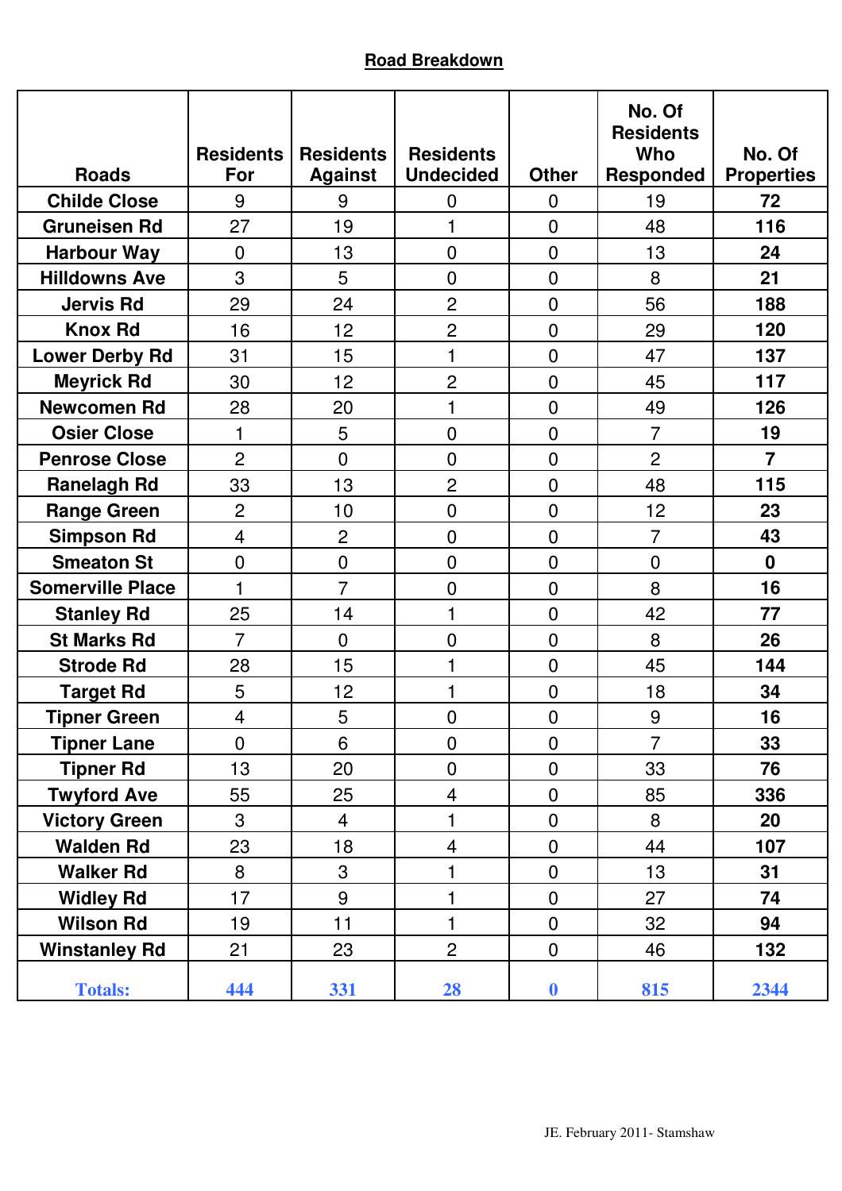**Road Breakdown**

| Roads | Residents For | Residents Against | Residents Undecided | Other | No. Of Residents Who Responded | No. Of Properties |
|---|---|---|---|---|---|---|
| Childe Close | 9 | 9 | 0 | 0 | 19 | **72** |
| Gruneisen Rd | 27 | 19 | 1 | 0 | 48 | **116** |
| Harbour Way | 0 | 13 | 0 | 0 | 13 | **24** |
| Hilldowns Ave | 3 | 5 | 0 | 0 | 8 | **21** |
| Jervis Rd | 29 | 24 | 2 | 0 | 56 | **188** |
| Knox Rd | 16 | 12 | 2 | 0 | 29 | **120** |
| Lower Derby Rd | 31 | 15 | 1 | 0 | 47 | **137** |
| Meyrick Rd | 30 | 12 | 2 | 0 | 45 | **117** |
| Newcomen Rd | 28 | 20 | 1 | 0 | 49 | **126** |
| Osier Close | 1 | 5 | 0 | 0 | 7 | **19** |
| Penrose Close | 2 | 0 | 0 | 0 | 2 | **7** |
| Ranelagh Rd | 33 | 13 | 2 | 0 | 48 | **115** |
| Range Green | 2 | 10 | 0 | 0 | 12 | **23** |
| Simpson Rd | 4 | 2 | 0 | 0 | 7 | **43** |
| Smeaton St | 0 | 0 | 0 | 0 | 0 | **0** |
| Somerville Place | 1 | 7 | 0 | 0 | 8 | **16** |
| Stanley Rd | 25 | 14 | 1 | 0 | 42 | **77** |
| St Marks Rd | 7 | 0 | 0 | 0 | 8 | **26** |
| Strode Rd | 28 | 15 | 1 | 0 | 45 | **144** |
| Target Rd | 5 | 12 | 1 | 0 | 18 | **34** |
| Tipner Green | 4 | 5 | 0 | 0 | 9 | **16** |
| Tipner Lane | 0 | 6 | 0 | 0 | 7 | **33** |
| Tipner Rd | 13 | 20 | 0 | 0 | 33 | **76** |
| Twyford Ave | 55 | 25 | 4 | 0 | 85 | **336** |
| Victory Green | 3 | 4 | 1 | 0 | 8 | **20** |
| Walden Rd | 23 | 18 | 4 | 0 | 44 | **107** |
| Walker Rd | 8 | 3 | 1 | 0 | 13 | **31** |
| Widley Rd | 17 | 9 | 1 | 0 | 27 | **74** |
| Wilson Rd | 19 | 11 | 1 | 0 | 32 | **94** |
| Winstanley Rd | 21 | 23 | 2 | 0 | 46 | **132** |
| **Totals:** | **444** | **331** | **28** | **0** | **815** | **2344** |

JE. February 2011- Stamshaw